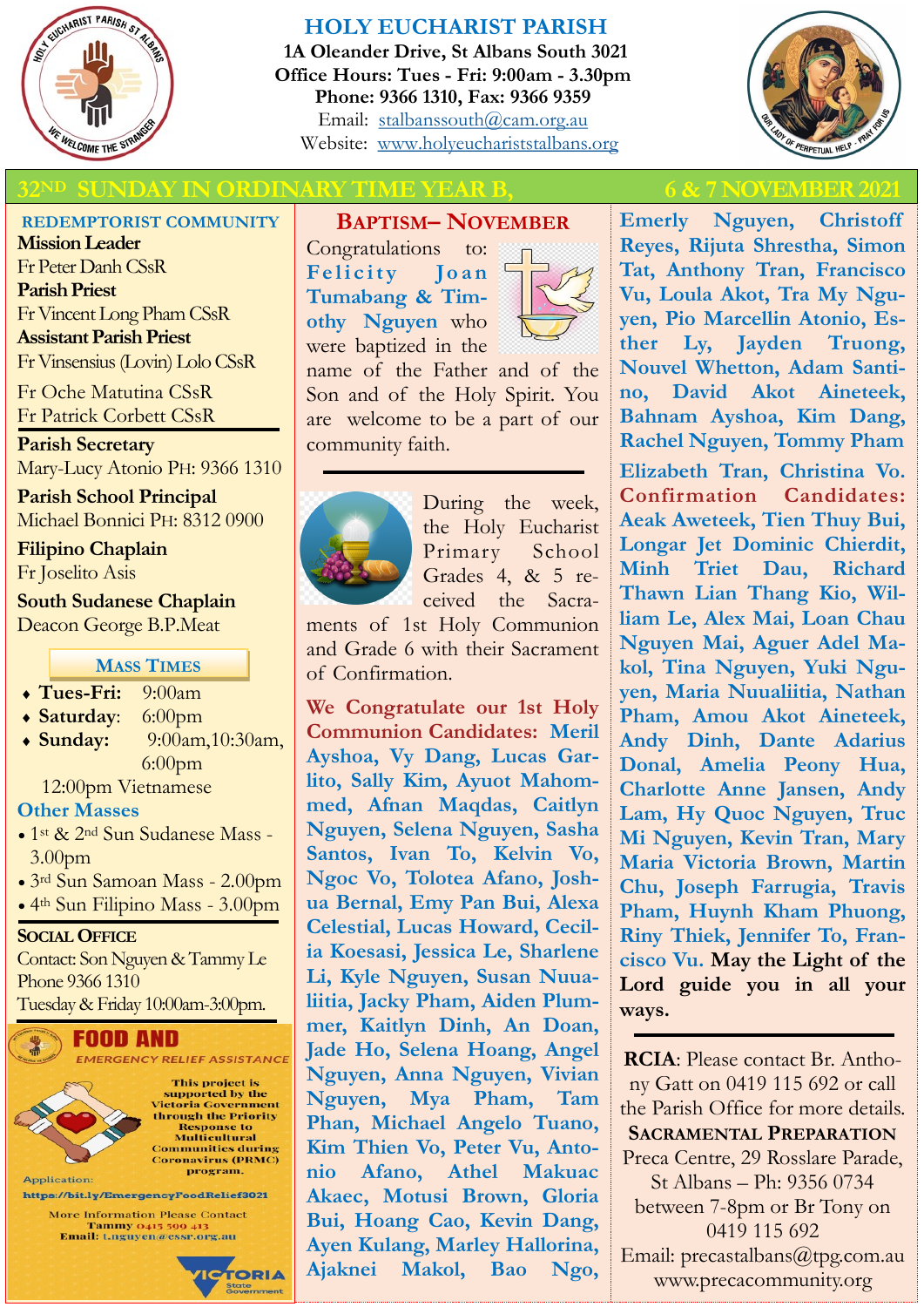# HOLY EUCHARIST PARISH

**1A Oleander Drive, St Albans South 3021**
**Office Hours: Tues - Fri: 9:00am - 3.30pm**
**Phone: 9366 1310, Fax: 9366 9359**
Email: stalbanssouth@cam.org.au
Website: www.holyeucharistst albans.org

## 32ND SUNDAY IN ORDINARY TIME YEAR B, 6 & 7 NOVEMBER 2021

### REDEMPTORIST COMMUNITY

**Mission Leader**
Fr Peter Danh CSsR
**Parish Priest**
Fr Vincent Long Pham CSsR
**Assistant Parish Priest**
Fr Vinsensius (Lovin) Lolo CSsR
Fr Oche Matutina CSsR
Fr Patrick Corbett CSsR

**Parish Secretary**
Mary-Lucy Atonio PH: 9366 1310

**Parish School Principal**
Michael Bonnici PH: 8312 0900

**Filipino Chaplain**
Fr Joselito Asis

**South Sudanese Chaplain**
Deacon George B.P.Meat

### MASS TIMES

- **Tues-Fri:** 9:00am
- **Saturday**: 6:00pm
- **Sunday:** 9:00am,10:30am, 6:00pm, 12:00pm Vietnamese

**Other Masses**

- 1st & 2nd Sun Sudanese Mass - 3.00pm
- 3rd Sun Samoan Mass - 2.00pm
- 4th Sun Filipino Mass - 3.00pm

### SOCIAL OFFICE

Contact: Son Nguyen & Tammy Le
Phone 9366 1310
Tuesday & Friday 10:00am-3:00pm.

### FOOD AND EMERGENCY RELIEF ASSISTANCE

This project is supported by the Victoria Government through the Priority Response to Multicultural Communities during Coronavirus (PRMC) program.

Application: https://bit.ly/EmergencyFoodRelief3021

More Information Please Contact Tammy 0415 599 413
Email: t.nguyen@cssr.org.au

### BAPTISM– NOVEMBER

Congratulations to: **Felicity Joan Tumabang & Timothy Nguyen** who were baptized in the name of the Father and of the Son and of the Holy Spirit. You are welcome to be a part of our community faith.

---

During the week, the Holy Eucharist Primary School Grades 4, & 5 received the Sacraments of 1st Holy Communion and Grade 6 with their Sacrament of Confirmation.

**We Congratulate our 1st Holy Communion Candidates: Meril Ayshoa, Vy Dang, Lucas Garlito, Sally Kim, Ayuot Mahommed, Afnan Maqdas, Caitlyn Nguyen, Selena Nguyen, Sasha Santos, Ivan To, Kelvin Vo, Ngoc Vo, Tolotea Afano, Joshua Bernal, Emy Pan Bui, Alexa Celestial, Lucas Howard, Cecilia Koesasi, Jessica Le, Sharlene Li, Kyle Nguyen, Susan Nuualiitia, Jacky Pham, Aiden Plummer, Kaitlyn Dinh, An Doan, Jade Ho, Selena Hoang, Angel Nguyen, Anna Nguyen, Vivian Nguyen, Mya Pham, Tam Phan, Michael Angelo Tuano, Kim Thien Vo, Peter Vu, Antonio Afano, Athel Makuac Akaec, Motusi Brown, Gloria Bui, Hoang Cao, Kevin Dang, Ayen Kulang, Marley Hallorina, Ajaknei Makol, Bao Ngo, Emerly Nguyen, Christoff Reyes, Rijuta Shrestha, Simon Tat, Anthony Tran, Francisco Vu, Loula Akot, Tra My Nguyen, Pio Marcellin Atonio, Esther Ly, Jayden Truong, Nouvel Whetton, Adam Santino, David Akot Aineteek, Bahnam Ayshoa, Kim Dang, Rachel Nguyen, Tommy Pham Elizabeth Tran, Christina Vo.**

**Confirmation Candidates: Aeak Aweteek, Tien Thuy Bui, Longar Jet Dominic Chierdit, Minh Triet Dau, Richard Thawn Lian Thang Kio, William Le, Alex Mai, Loan Chau Nguyen Mai, Aguer Adel Makol, Tina Nguyen, Yuki Nguyen, Maria Nuualiitia, Nathan Pham, Amou Akot Aineteek, Andy Dinh, Dante Adarius Donal, Amelia Peony Hua, Charlotte Anne Jansen, Andy Lam, Hy Quoc Nguyen, Truc Mi Nguyen, Kevin Tran, Mary Maria Victoria Brown, Martin Chu, Joseph Farrugia, Travis Pham, Huynh Kham Phuong, Riny Thiek, Jennifer To, Francisco Vu. May the Light of the Lord guide you in all your ways.**

---

**RCIA**: Please contact Br. Anthony Gatt on 0419 115 692 or call the Parish Office for more details.

**SACRAMENTAL PREPARATION**
Preca Centre, 29 Rosslare Parade, St Albans – Ph: 9356 0734 between 7-8pm or Br Tony on 0419 115 692
Email: precastalbans@tpg.com.au
www.precacommunity.org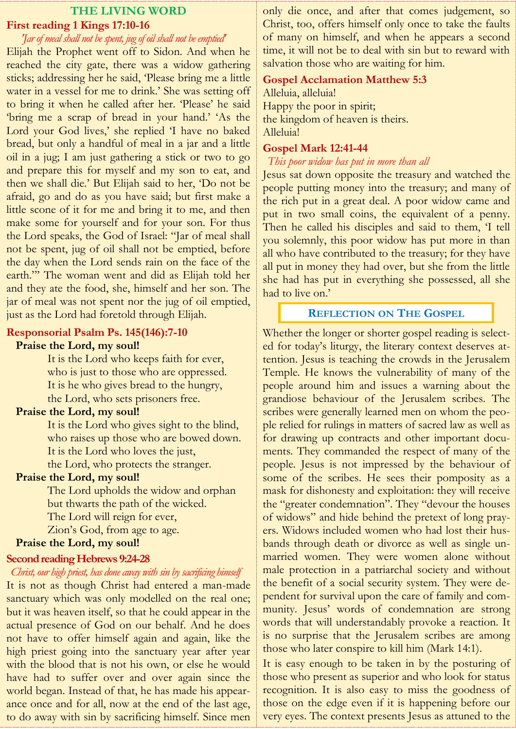## THE LIVING WORD

### First reading 1 Kings 17:10-16

*'Jar of meal shall not be spent, jug of oil shall not be emptied'*

Elijah the Prophet went off to Sidon. And when he reached the city gate, there was a widow gathering sticks; addressing her he said, 'Please bring me a little water in a vessel for me to drink.' She was setting off to bring it when he called after her. 'Please' he said 'bring me a scrap of bread in your hand.' 'As the Lord your God lives,' she replied 'I have no baked bread, but only a handful of meal in a jar and a little oil in a jug; I am just gathering a stick or two to go and prepare this for myself and my son to eat, and then we shall die.' But Elijah said to her, 'Do not be afraid, go and do as you have said; but first make a little scone of it for me and bring it to me, and then make some for yourself and for your son. For thus the Lord speaks, the God of Israel: "Jar of meal shall not be spent, jug of oil shall not be emptied, before the day when the Lord sends rain on the face of the earth."' The woman went and did as Elijah told her and they ate the food, she, himself and her son. The jar of meal was not spent nor the jug of oil emptied, just as the Lord had foretold through Elijah.

### Responsorial Psalm Ps. 145(146):7-10

**Praise the Lord, my soul!**

It is the Lord who keeps faith for ever,
who is just to those who are oppressed.
It is he who gives bread to the hungry,
the Lord, who sets prisoners free.

**Praise the Lord, my soul!**

It is the Lord who gives sight to the blind,
who raises up those who are bowed down.
It is the Lord who loves the just,
the Lord, who protects the stranger.

**Praise the Lord, my soul!**

The Lord upholds the widow and orphan
but thwarts the path of the wicked.
The Lord will reign for ever,
Zion's God, from age to age.

**Praise the Lord, my soul!**

### Second reading Hebrews 9:24-28

*Christ, our high priest, has done away with sin by sacrificing himself*

It is not as though Christ had entered a man-made sanctuary which was only modelled on the real one; but it was heaven itself, so that he could appear in the actual presence of God on our behalf. And he does not have to offer himself again and again, like the high priest going into the sanctuary year after year with the blood that is not his own, or else he would have had to suffer over and over again since the world began. Instead of that, he has made his appearance once and for all, now at the end of the last age, to do away with sin by sacrificing himself. Since men only die once, and after that comes judgement, so Christ, too, offers himself only once to take the faults of many on himself, and when he appears a second time, it will not be to deal with sin but to reward with salvation those who are waiting for him.

### Gospel Acclamation Matthew 5:3

Alleluia, alleluia!
Happy the poor in spirit;
the kingdom of heaven is theirs.
Alleluia!

### Gospel Mark 12:41-44

*This poor widow has put in more than all*

Jesus sat down opposite the treasury and watched the people putting money into the treasury; and many of the rich put in a great deal. A poor widow came and put in two small coins, the equivalent of a penny. Then he called his disciples and said to them, 'I tell you solemnly, this poor widow has put more in than all who have contributed to the treasury; for they have all put in money they had over, but she from the little she had has put in everything she possessed, all she had to live on.'

### Reflection on The Gospel

Whether the longer or shorter gospel reading is selected for today's liturgy, the literary context deserves attention. Jesus is teaching the crowds in the Jerusalem Temple. He knows the vulnerability of many of the people around him and issues a warning about the grandiose behaviour of the Jerusalem scribes. The scribes were generally learned men on whom the people relied for rulings in matters of sacred law as well as for drawing up contracts and other important documents. They commanded the respect of many of the people. Jesus is not impressed by the behaviour of some of the scribes. He sees their pomposity as a mask for dishonesty and exploitation: they will receive the "greater condemnation". They "devour the houses of widows" and hide behind the pretext of long prayers. Widows included women who had lost their husbands through death or divorce as well as single unmarried women. They were women alone without male protection in a patriarchal society and without the benefit of a social security system. They were dependent for survival upon the care of family and community. Jesus' words of condemnation are strong words that will understandably provoke a reaction. It is no surprise that the Jerusalem scribes are among those who later conspire to kill him (Mark 14:1).

It is easy enough to be taken in by the posturing of those who present as superior and who look for status recognition. It is also easy to miss the goodness of those on the edge even if it is happening before our very eyes. The context presents Jesus as attuned to the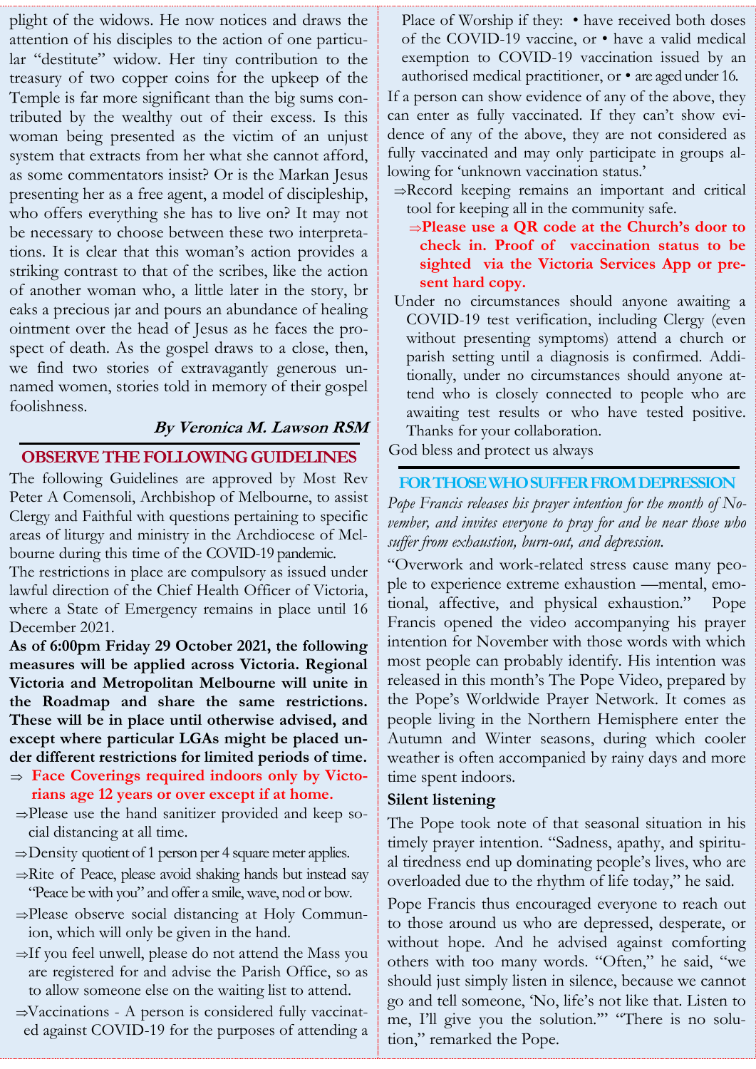plight of the widows. He now notices and draws the attention of his disciples to the action of one particular "destitute" widow. Her tiny contribution to the treasury of two copper coins for the upkeep of the Temple is far more significant than the big sums contributed by the wealthy out of their excess. Is this woman being presented as the victim of an unjust system that extracts from her what she cannot afford, as some commentators insist? Or is the Markan Jesus presenting her as a free agent, a model of discipleship, who offers everything she has to live on? It may not be necessary to choose between these two interpretations. It is clear that this woman's action provides a striking contrast to that of the scribes, like the action of another woman who, a little later in the story, breaks a precious jar and pours an abundance of healing ointment over the head of Jesus as he faces the prospect of death. As the gospel draws to a close, then, we find two stories of extravagantly generous unnamed women, stories told in memory of their gospel foolishness.

***By Veronica M. Lawson RSM***

## OBSERVE THE FOLLOWING GUIDELINES

The following Guidelines are approved by Most Rev Peter A Comensoli, Archbishop of Melbourne, to assist Clergy and Faithful with questions pertaining to specific areas of liturgy and ministry in the Archdiocese of Melbourne during this time of the COVID-19 pandemic.

The restrictions in place are compulsory as issued under lawful direction of the Chief Health Officer of Victoria, where a State of Emergency remains in place until 16 December 2021.

**As of 6:00pm Friday 29 October 2021, the following measures will be applied across Victoria. Regional Victoria and Metropolitan Melbourne will unite in the Roadmap and share the same restrictions. These will be in place until otherwise advised, and except where particular LGAs might be placed under different restrictions for limited periods of time.**

⇒ **Face Coverings required indoors only by Victorians age 12 years or over except if at home.**

⇒ Please use the hand sanitizer provided and keep social distancing at all time.

⇒ Density quotient of 1 person per 4 square meter applies.

⇒ Rite of Peace, please avoid shaking hands but instead say "Peace be with you" and offer a smile, wave, nod or bow.

⇒ Please observe social distancing at Holy Communion, which will only be given in the hand.

⇒ If you feel unwell, please do not attend the Mass you are registered for and advise the Parish Office, so as to allow someone else on the waiting list to attend.

⇒ Vaccinations - A person is considered fully vaccinated against COVID-19 for the purposes of attending a Place of Worship if they: • have received both doses of the COVID-19 vaccine, or • have a valid medical exemption to COVID-19 vaccination issued by an authorised medical practitioner, or • are aged under 16.

If a person can show evidence of any of the above, they can enter as fully vaccinated. If they can't show evidence of any of the above, they are not considered as fully vaccinated and may only participate in groups allowing for 'unknown vaccination status.'

⇒ Record keeping remains an important and critical tool for keeping all in the community safe.

⇒ **Please use a QR code at the Church's door to check in. Proof of vaccination status to be sighted via the Victoria Services App or present hard copy.**

Under no circumstances should anyone awaiting a COVID-19 test verification, including Clergy (even without presenting symptoms) attend a church or parish setting until a diagnosis is confirmed. Additionally, under no circumstances should anyone attend who is closely connected to people who are awaiting test results or who have tested positive. Thanks for your collaboration.

God bless and protect us always

## FOR THOSE WHO SUFFER FROM DEPRESSION

*Pope Francis releases his prayer intention for the month of November, and invites everyone to pray for and be near those who suffer from exhaustion, burn-out, and depression.*

"Overwork and work-related stress cause many people to experience extreme exhaustion —mental, emotional, affective, and physical exhaustion." Pope Francis opened the video accompanying his prayer intention for November with those words with which most people can probably identify. His intention was released in this month's The Pope Video, prepared by the Pope's Worldwide Prayer Network. It comes as people living in the Northern Hemisphere enter the Autumn and Winter seasons, during which cooler weather is often accompanied by rainy days and more time spent indoors.

**Silent listening**

The Pope took note of that seasonal situation in his timely prayer intention. "Sadness, apathy, and spiritual tiredness end up dominating people's lives, who are overloaded due to the rhythm of life today," he said.

Pope Francis thus encouraged everyone to reach out to those around us who are depressed, desperate, or without hope. And he advised against comforting others with too many words. "Often," he said, "we should just simply listen in silence, because we cannot go and tell someone, 'No, life's not like that. Listen to me, I'll give you the solution.'" "There is no solution," remarked the Pope.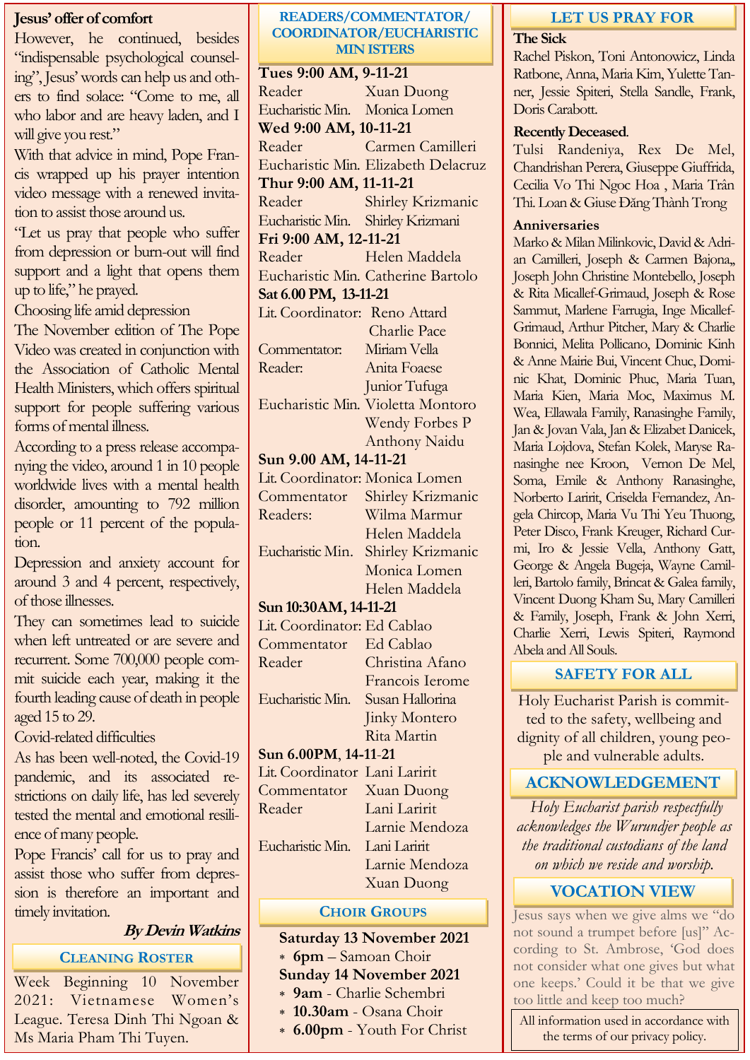**Jesus' offer of comfort**

However, he continued, besides "indispensable psychological counseling", Jesus' words can help us and others to find solace: "Come to me, all who labor and are heavy laden, and I will give you rest."

With that advice in mind, Pope Francis wrapped up his prayer intention video message with a renewed invitation to assist those around us.

"Let us pray that people who suffer from depression or burn-out will find support and a light that opens them up to life," he prayed.

Choosing life amid depression

The November edition of The Pope Video was created in conjunction with the Association of Catholic Mental Health Ministers, which offers spiritual support for people suffering various forms of mental illness.

According to a press release accompanying the video, around 1 in 10 people worldwide lives with a mental health disorder, amounting to 792 million people or 11 percent of the population.

Depression and anxiety account for around 3 and 4 percent, respectively, of those illnesses.

They can sometimes lead to suicide when left untreated or are severe and recurrent. Some 700,000 people commit suicide each year, making it the fourth leading cause of death in people aged 15 to 29.

Covid-related difficulties

As has been well-noted, the Covid-19 pandemic, and its associated restrictions on daily life, has led severely tested the mental and emotional resilience of many people.

Pope Francis' call for us to pray and assist those who suffer from depression is therefore an important and timely invitation.

***By Devin Watkins***

## Cleaning Roster

Week Beginning 10 November 2021: Vietnamese Women's League. Teresa Dinh Thi Ngoan & Ms Maria Pham Thi Tuyen.

## READERS/COMMENTATOR/ COORDINATOR/EUCHARISTIC MIN ISTERS

**Tues 9:00 AM, 9-11-21**
Reader — Xuan Duong
Eucharistic Min. — Monica Lomen

**Wed 9:00 AM, 10-11-21**
Reader — Carmen Camilleri
Eucharistic Min. — Elizabeth Delacruz

**Thur 9:00 AM, 11-11-21**
Reader — Shirley Krizmanic
Eucharistic Min. — Shirley Krizmani

**Fri 9:00 AM, 12-11-21**
Reader — Helen Maddela
Eucharistic Min. — Catherine Bartolo

**Sat 6.00 PM, 13-11-21**
Lit. Coordinator: — Reno Attard, Charlie Pace
Commentator: — Miriam Vella
Reader: — Anita Foaese, Junior Tufuga
Eucharistic Min. — Violetta Montoro, Wendy Forbes P, Anthony Naidu

**Sun 9.00 AM, 14-11-21**
Lit. Coordinator: — Monica Lomen
Commentator — Shirley Krizmanic
Readers: — Wilma Marmur, Helen Maddela
Eucharistic Min. — Shirley Krizmanic, Monica Lomen, Helen Maddela

**Sun 10:30AM, 14-11-21**
Lit. Coordinator: — Ed Cablao
Commentator — Ed Cablao
Reader — Christina Afano, Francois Ierome
Eucharistic Min. — Susan Hallorina, Jinky Montero, Rita Martin

**Sun 6.00PM, 14-11-21**
Lit. Coordinator — Lani Laririt
Commentator — Xuan Duong
Reader — Lani Laririt, Larnie Mendoza
Eucharistic Min. — Lani Laririt, Larnie Mendoza, Xuan Duong

## Choir Groups

**Saturday 13 November 2021**
- **6pm** – Samoan Choir

**Sunday 14 November 2021**
- **9am** - Charlie Schembri
- **10.30am** - Osana Choir
- **6.00pm** - Youth For Christ

## LET US PRAY FOR

**The Sick**
Rachel Piskon, Toni Antonowicz, Linda Ratbone, Anna, Maria Kim, Yulette Tanner, Jessie Spiteri, Stella Sandle, Frank, Doris Carabott.

**Recently Deceased**.
Tulsi Randeniya, Rex De Mel, Chandrishan Perera, Giuseppe Giuffrida, Cecilia Vo Thi Ngoc Hoa , Maria Trân Thi. Loan & Giuse Đăng Thành Trong

**Anniversaries**
Marko & Milan Milinkovic, David & Adrian Camilleri, Joseph & Carmen Bajona,, Joseph John Christine Montebello, Joseph & Rita Micallef-Grimaud, Joseph & Rose Sammut, Marlene Farrugia, Inge Micallef-Grimaud, Arthur Pitcher, Mary & Charlie Bonnici, Melita Pollicano, Dominic Kinh & Anne Mairie Bui, Vincent Chuc, Dominic Khat, Dominic Phuc, Maria Tuan, Maria Kien, Maria Moc, Maximus M. Wea, Ellawala Family, Ranasinghe Family, Jan & Jovan Vala, Jan & Elizabet Danicek, Maria Lojdova, Stefan Kolek, Maryse Ranasinghe nee Kroon, Vernon De Mel, Soma, Emile & Anthony Ranasinghe, Norberto Laririt, Criselda Fernandez, Angela Chircop, Maria Vu Thi Yeu Thuong, Peter Disco, Frank Kreuger, Richard Curmi, Iro & Jessie Vella, Anthony Gatt, George & Angela Bugeja, Wayne Camilleri, Bartolo family, Brincat & Galea family, Vincent Duong Kham Su, Mary Camilleri & Family, Joseph, Frank & John Xerri, Charlie Xerri, Lewis Spiteri, Raymond Abela and All Souls.

## SAFETY FOR ALL

Holy Eucharist Parish is committed to the safety, wellbeing and dignity of all children, young people and vulnerable adults.

## ACKNOWLEDGEMENT

*Holy Eucharist parish respectfully acknowledges the Wurundjer people as the traditional custodians of the land on which we reside and worship.*

## VOCATION VIEW

Jesus says when we give alms we "do not sound a trumpet before [us]" According to St. Ambrose, 'God does not consider what one gives but what one keeps.' Could it be that we give too little and keep too much?

All information used in accordance with the terms of our privacy policy.